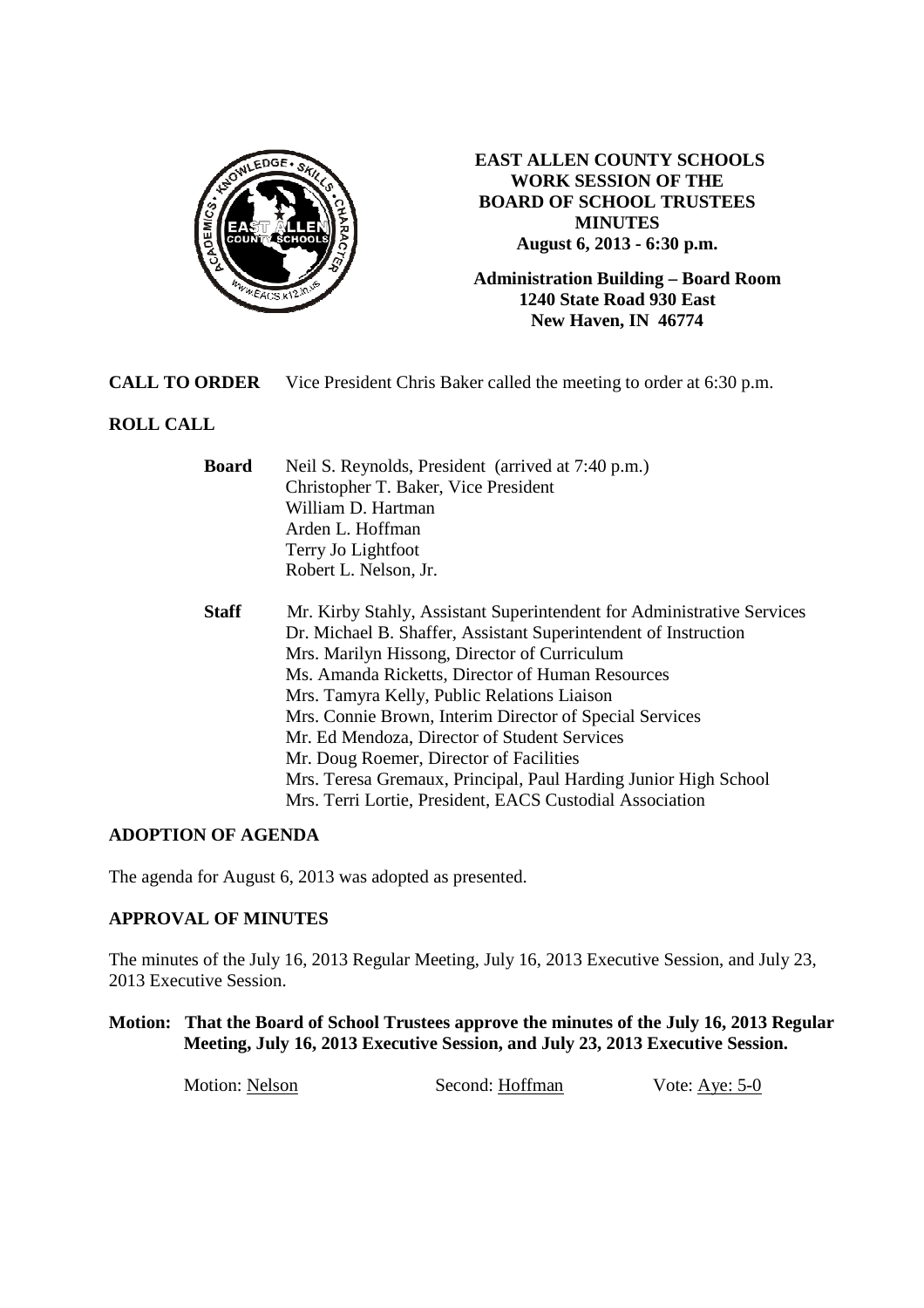# EAST ALLEN COUNTY SCHOOLS WORK SESSION OF THE BOARD OF SCHOOL TRUSTEES MINUTES

**August 6, 2013 - 6:30 p.m.**

**Administration Building – Board Room**
**1240 State Road 930 East**
**New Haven, IN 46774**

**CALL TO ORDER** Vice President Chris Baker called the meeting to order at 6:30 p.m.

## ROLL CALL

**Board**
- Neil S. Reynolds, President (arrived at 7:40 p.m.)
- Christopher T. Baker, Vice President
- William D. Hartman
- Arden L. Hoffman
- Terry Jo Lightfoot
- Robert L. Nelson, Jr.

**Staff**
- Mr. Kirby Stahly, Assistant Superintendent for Administrative Services
- Dr. Michael B. Shaffer, Assistant Superintendent of Instruction
- Mrs. Marilyn Hissong, Director of Curriculum
- Ms. Amanda Ricketts, Director of Human Resources
- Mrs. Tamyra Kelly, Public Relations Liaison
- Mrs. Connie Brown, Interim Director of Special Services
- Mr. Ed Mendoza, Director of Student Services
- Mr. Doug Roemer, Director of Facilities
- Mrs. Teresa Gremaux, Principal, Paul Harding Junior High School
- Mrs. Terri Lortie, President, EACS Custodial Association

## ADOPTION OF AGENDA

The agenda for August 6, 2013 was adopted as presented.

## APPROVAL OF MINUTES

The minutes of the July 16, 2013 Regular Meeting, July 16, 2013 Executive Session, and July 23, 2013 Executive Session.

**Motion: That the Board of School Trustees approve the minutes of the July 16, 2013 Regular Meeting, July 16, 2013 Executive Session, and July 23, 2013 Executive Session.**

Motion: Nelson Second: Hoffman Vote: Aye: 5-0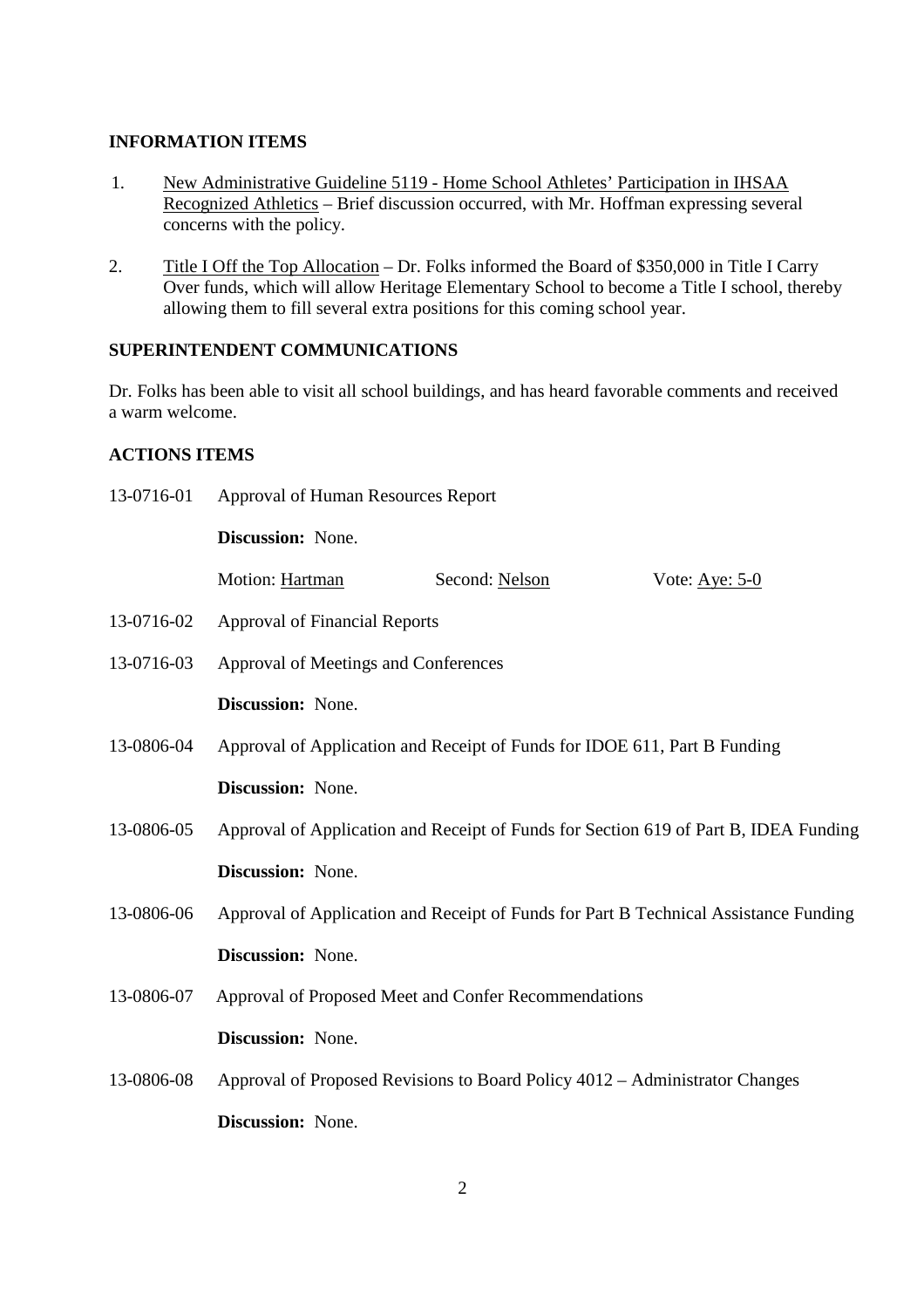## INFORMATION ITEMS

1. New Administrative Guideline 5119 - Home School Athletes' Participation in IHSAA Recognized Athletics – Brief discussion occurred, with Mr. Hoffman expressing several concerns with the policy.

2. Title I Off the Top Allocation – Dr. Folks informed the Board of $350,000 in Title I Carry Over funds, which will allow Heritage Elementary School to become a Title I school, thereby allowing them to fill several extra positions for this coming school year.

## SUPERINTENDENT COMMUNICATIONS

Dr. Folks has been able to visit all school buildings, and has heard favorable comments and received a warm welcome.

## ACTIONS ITEMS

13-0716-01 Approval of Human Resources Report

**Discussion:** None.

Motion: Hartman Second: Nelson Vote: Aye: 5-0

13-0716-02 Approval of Financial Reports

13-0716-03 Approval of Meetings and Conferences

**Discussion:** None.

13-0806-04 Approval of Application and Receipt of Funds for IDOE 611, Part B Funding

**Discussion:** None.

13-0806-05 Approval of Application and Receipt of Funds for Section 619 of Part B, IDEA Funding

**Discussion:** None.

13-0806-06 Approval of Application and Receipt of Funds for Part B Technical Assistance Funding

**Discussion:** None.

13-0806-07 Approval of Proposed Meet and Confer Recommendations

**Discussion:** None.

13-0806-08 Approval of Proposed Revisions to Board Policy 4012 – Administrator Changes

**Discussion:** None.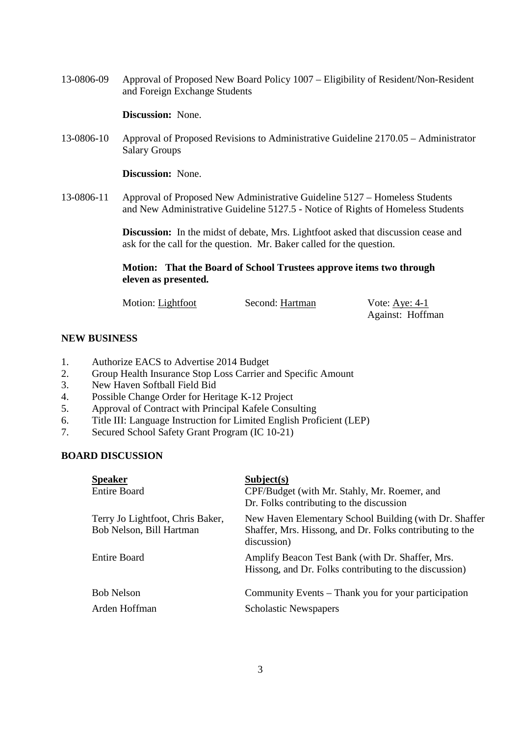13-0806-09 Approval of Proposed New Board Policy 1007 – Eligibility of Resident/Non-Resident and Foreign Exchange Students

**Discussion:** None.

13-0806-10 Approval of Proposed Revisions to Administrative Guideline 2170.05 – Administrator Salary Groups

**Discussion:** None.

13-0806-11 Approval of Proposed New Administrative Guideline 5127 – Homeless Students and New Administrative Guideline 5127.5 - Notice of Rights of Homeless Students

**Discussion:** In the midst of debate, Mrs. Lightfoot asked that discussion cease and ask for the call for the question. Mr. Baker called for the question.

**Motion: That the Board of School Trustees approve items two through eleven as presented.**

| Motion: Lightfoot | Second: Hartman | Vote: Aye: 4-1<br>Against: Hoffman |
|---|---|---|

## NEW BUSINESS

1. Authorize EACS to Advertise 2014 Budget
2. Group Health Insurance Stop Loss Carrier and Specific Amount
3. New Haven Softball Field Bid
4. Possible Change Order for Heritage K-12 Project
5. Approval of Contract with Principal Kafele Consulting
6. Title III: Language Instruction for Limited English Proficient (LEP)
7. Secured School Safety Grant Program (IC 10-21)

## BOARD DISCUSSION

| Speaker | Subject(s) |
|---|---|
| Entire Board | CPF/Budget (with Mr. Stahly, Mr. Roemer, and Dr. Folks contributing to the discussion |
| Terry Jo Lightfoot, Chris Baker, Bob Nelson, Bill Hartman | New Haven Elementary School Building (with Dr. Shaffer Shaffer, Mrs. Hissong, and Dr. Folks contributing to the discussion) |
| Entire Board | Amplify Beacon Test Bank (with Dr. Shaffer, Mrs. Hissong, and Dr. Folks contributing to the discussion) |
| Bob Nelson | Community Events – Thank you for your participation |
| Arden Hoffman | Scholastic Newspapers |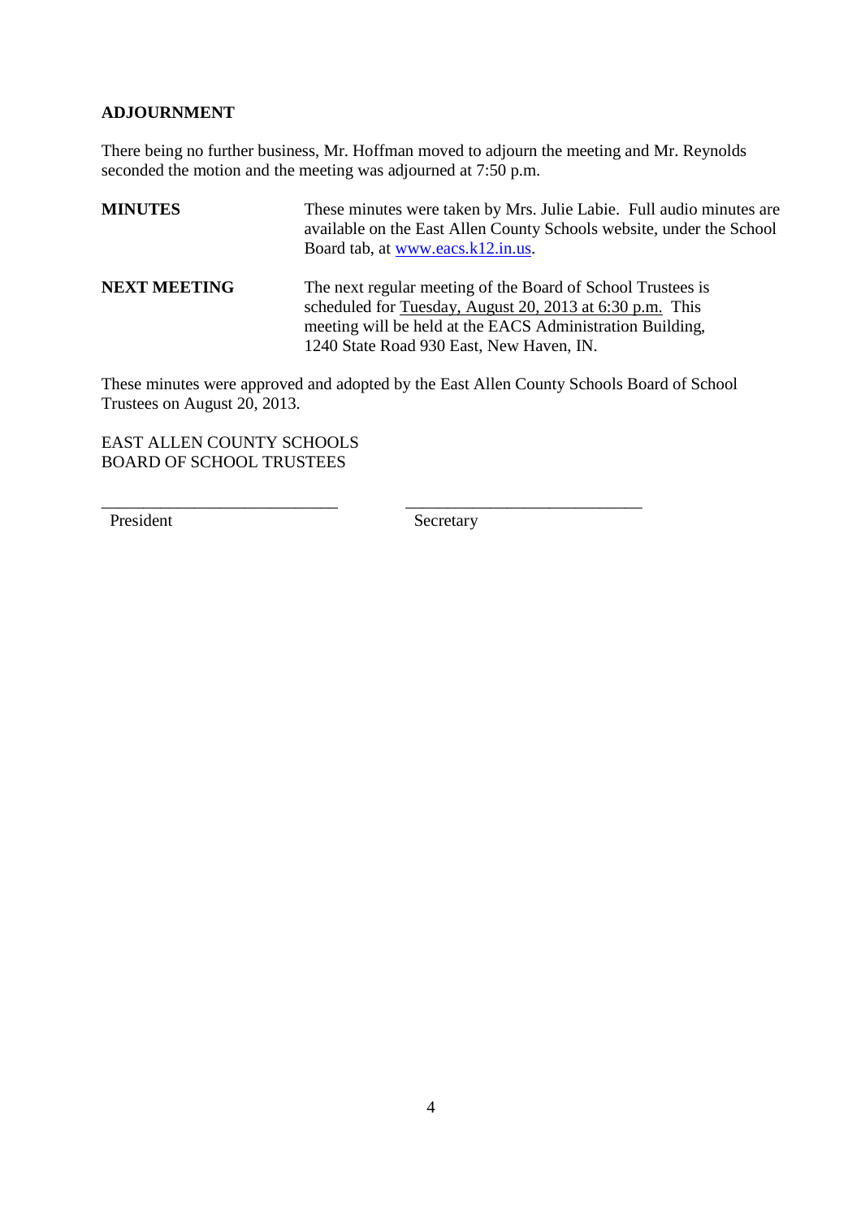**ADJOURNMENT**

There being no further business, Mr. Hoffman moved to adjourn the meeting and Mr. Reynolds seconded the motion and the meeting was adjourned at 7:50 p.m.

**MINUTES** These minutes were taken by Mrs. Julie Labie. Full audio minutes are available on the East Allen County Schools website, under the School Board tab, at [www.eacs.k12.in.us](http://www.eacs.k12.in.us).

**NEXT MEETING** The next regular meeting of the Board of School Trustees is scheduled for Tuesday, August 20, 2013 at 6:30 p.m. This meeting will be held at the EACS Administration Building, 1240 State Road 930 East, New Haven, IN.

These minutes were approved and adopted by the East Allen County Schools Board of School Trustees on August 20, 2013.

EAST ALLEN COUNTY SCHOOLS
BOARD OF SCHOOL TRUSTEES

\_\_\_\_\_\_\_\_\_\_\_\_\_\_\_\_\_\_\_\_\_\_\_\_\_\_\_\_ \_\_\_\_\_\_\_\_\_\_\_\_\_\_\_\_\_\_\_\_\_\_\_\_\_\_\_\_
President Secretary